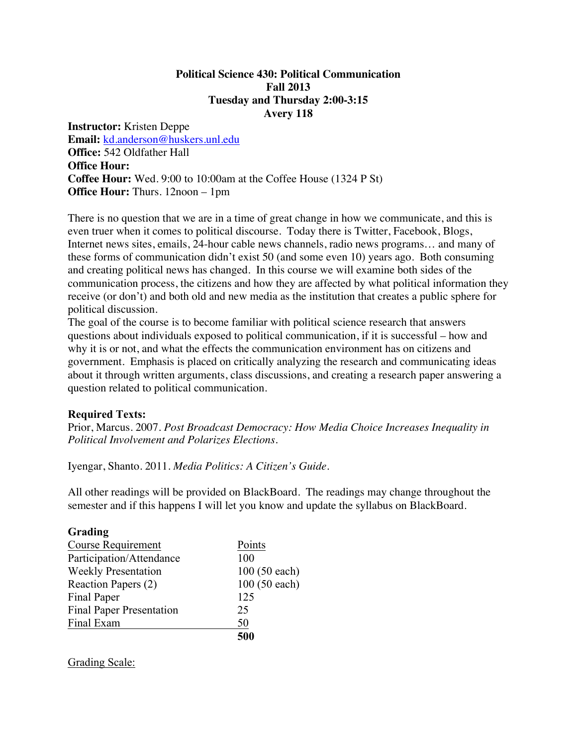# Political Science 430: Political Communication
## Fall 2013
## Tuesday and Thursday 2:00-3:15
## Avery 118

**Instructor:** Kristen Deppe
**Email:** kd.anderson@huskers.unl.edu
**Office:** 542 Oldfather Hall
**Office Hour:**
**Coffee Hour:** Wed. 9:00 to 10:00am at the Coffee House (1324 P St)
**Office Hour:** Thurs. 12noon – 1pm

There is no question that we are in a time of great change in how we communicate, and this is even truer when it comes to political discourse. Today there is Twitter, Facebook, Blogs, Internet news sites, emails, 24-hour cable news channels, radio news programs… and many of these forms of communication didn't exist 50 (and some even 10) years ago. Both consuming and creating political news has changed. In this course we will examine both sides of the communication process, the citizens and how they are affected by what political information they receive (or don't) and both old and new media as the institution that creates a public sphere for political discussion.
The goal of the course is to become familiar with political science research that answers questions about individuals exposed to political communication, if it is successful – how and why it is or not, and what the effects the communication environment has on citizens and government. Emphasis is placed on critically analyzing the research and communicating ideas about it through written arguments, class discussions, and creating a research paper answering a question related to political communication.

**Required Texts:**
Prior, Marcus. 2007. *Post Broadcast Democracy: How Media Choice Increases Inequality in Political Involvement and Polarizes Elections.*

Iyengar, Shanto. 2011. *Media Politics: A Citizen's Guide.*

All other readings will be provided on BlackBoard. The readings may change throughout the semester and if this happens I will let you know and update the syllabus on BlackBoard.

**Grading**

| Course Requirement | Points |
|---|---|
| Participation/Attendance | 100 |
| Weekly Presentation | 100 (50 each) |
| Reaction Papers (2) | 100 (50 each) |
| Final Paper | 125 |
| Final Paper Presentation | 25 |
| Final Exam | 50 |
| | **500** |

Grading Scale: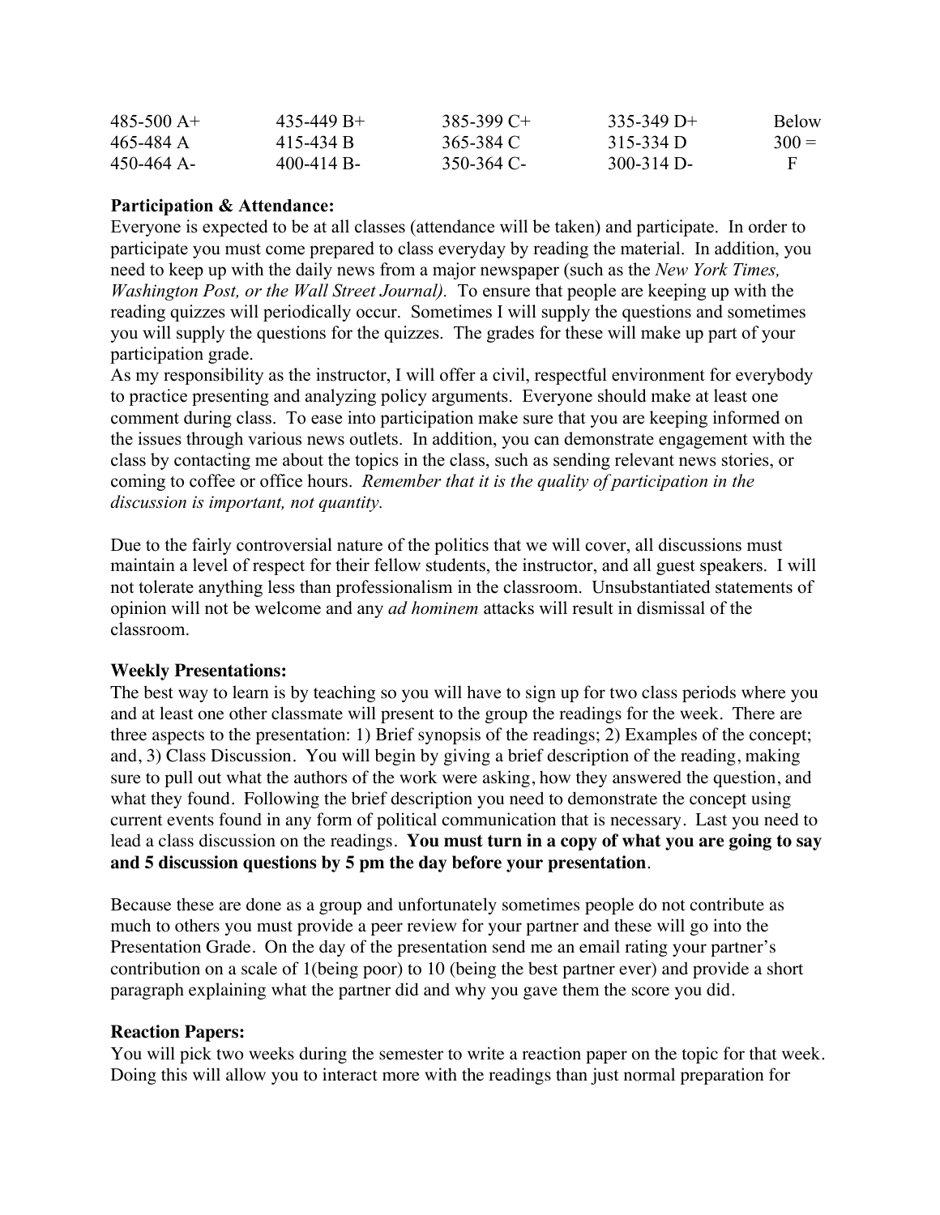| | | | | |
|---|---|---|---|---|
| 485-500 A+ | 435-449 B+ | 385-399 C+ | 335-349 D+ | Below |
| 465-484 A | 415-434 B | 365-384 C | 315-334 D | 300 = |
| 450-464 A- | 400-414 B- | 350-364 C- | 300-314 D- | F |

**Participation & Attendance:**
Everyone is expected to be at all classes (attendance will be taken) and participate. In order to participate you must come prepared to class everyday by reading the material. In addition, you need to keep up with the daily news from a major newspaper (such as the *New York Times, Washington Post, or the Wall Street Journal).* To ensure that people are keeping up with the reading quizzes will periodically occur. Sometimes I will supply the questions and sometimes you will supply the questions for the quizzes. The grades for these will make up part of your participation grade.
As my responsibility as the instructor, I will offer a civil, respectful environment for everybody to practice presenting and analyzing policy arguments. Everyone should make at least one comment during class. To ease into participation make sure that you are keeping informed on the issues through various news outlets. In addition, you can demonstrate engagement with the class by contacting me about the topics in the class, such as sending relevant news stories, or coming to coffee or office hours. *Remember that it is the quality of participation in the discussion is important, not quantity.*

Due to the fairly controversial nature of the politics that we will cover, all discussions must maintain a level of respect for their fellow students, the instructor, and all guest speakers. I will not tolerate anything less than professionalism in the classroom. Unsubstantiated statements of opinion will not be welcome and any *ad hominem* attacks will result in dismissal of the classroom.

**Weekly Presentations:**
The best way to learn is by teaching so you will have to sign up for two class periods where you and at least one other classmate will present to the group the readings for the week. There are three aspects to the presentation: 1) Brief synopsis of the readings; 2) Examples of the concept; and, 3) Class Discussion. You will begin by giving a brief description of the reading, making sure to pull out what the authors of the work were asking, how they answered the question, and what they found. Following the brief description you need to demonstrate the concept using current events found in any form of political communication that is necessary. Last you need to lead a class discussion on the readings. **You must turn in a copy of what you are going to say and 5 discussion questions by 5 pm the day before your presentation**.

Because these are done as a group and unfortunately sometimes people do not contribute as much to others you must provide a peer review for your partner and these will go into the Presentation Grade. On the day of the presentation send me an email rating your partner's contribution on a scale of 1(being poor) to 10 (being the best partner ever) and provide a short paragraph explaining what the partner did and why you gave them the score you did.

**Reaction Papers:**
You will pick two weeks during the semester to write a reaction paper on the topic for that week. Doing this will allow you to interact more with the readings than just normal preparation for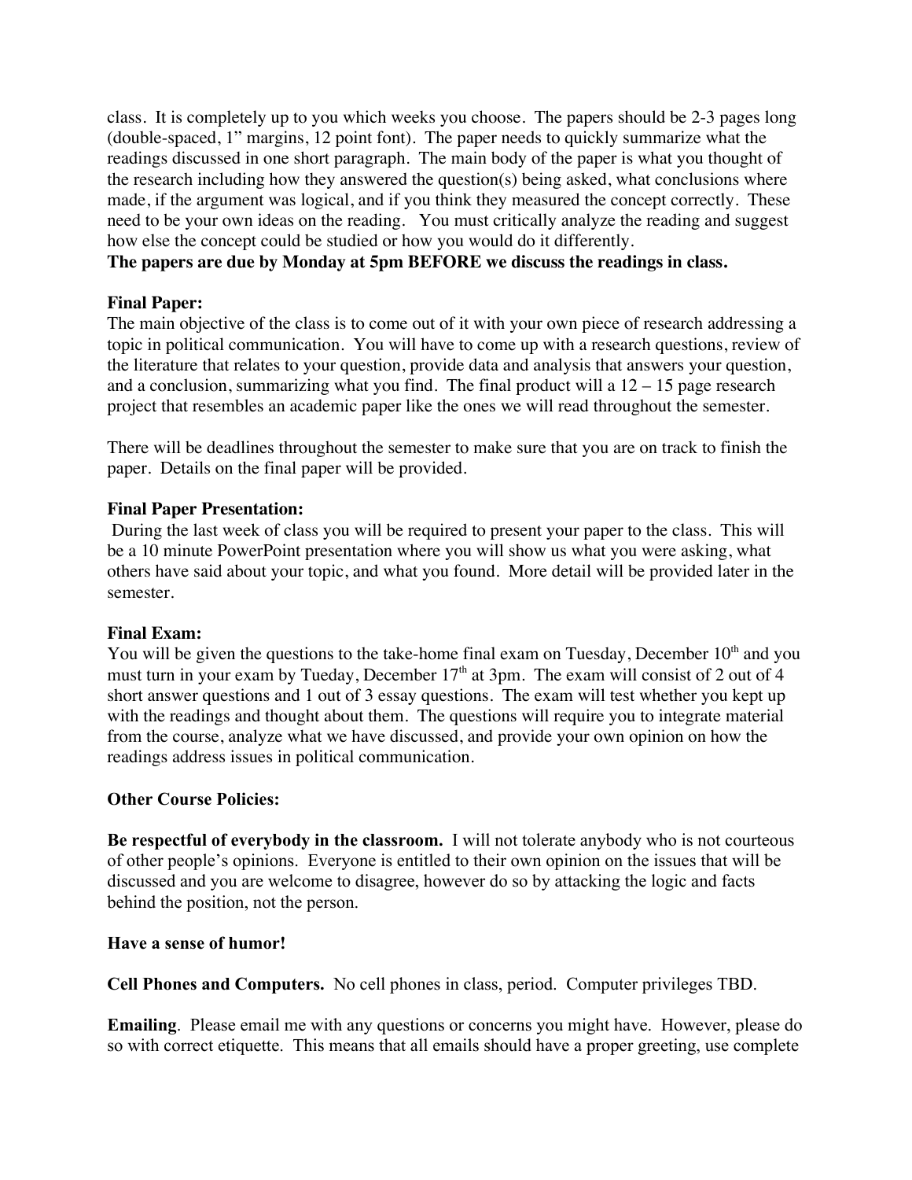class. It is completely up to you which weeks you choose. The papers should be 2-3 pages long (double-spaced, 1" margins, 12 point font). The paper needs to quickly summarize what the readings discussed in one short paragraph. The main body of the paper is what you thought of the research including how they answered the question(s) being asked, what conclusions where made, if the argument was logical, and if you think they measured the concept correctly. These need to be your own ideas on the reading. You must critically analyze the reading and suggest how else the concept could be studied or how you would do it differently.
**The papers are due by Monday at 5pm BEFORE we discuss the readings in class.**

**Final Paper:**
The main objective of the class is to come out of it with your own piece of research addressing a topic in political communication. You will have to come up with a research questions, review of the literature that relates to your question, provide data and analysis that answers your question, and a conclusion, summarizing what you find. The final product will a 12 – 15 page research project that resembles an academic paper like the ones we will read throughout the semester.

There will be deadlines throughout the semester to make sure that you are on track to finish the paper. Details on the final paper will be provided.

**Final Paper Presentation:**
During the last week of class you will be required to present your paper to the class. This will be a 10 minute PowerPoint presentation where you will show us what you were asking, what others have said about your topic, and what you found. More detail will be provided later in the semester.

**Final Exam:**
You will be given the questions to the take-home final exam on Tuesday, December 10th and you must turn in your exam by Tueday, December 17th at 3pm. The exam will consist of 2 out of 4 short answer questions and 1 out of 3 essay questions. The exam will test whether you kept up with the readings and thought about them. The questions will require you to integrate material from the course, analyze what we have discussed, and provide your own opinion on how the readings address issues in political communication.

**Other Course Policies:**

**Be respectful of everybody in the classroom.** I will not tolerate anybody who is not courteous of other people's opinions. Everyone is entitled to their own opinion on the issues that will be discussed and you are welcome to disagree, however do so by attacking the logic and facts behind the position, not the person.

**Have a sense of humor!**

**Cell Phones and Computers.** No cell phones in class, period. Computer privileges TBD.

**Emailing**. Please email me with any questions or concerns you might have. However, please do so with correct etiquette. This means that all emails should have a proper greeting, use complete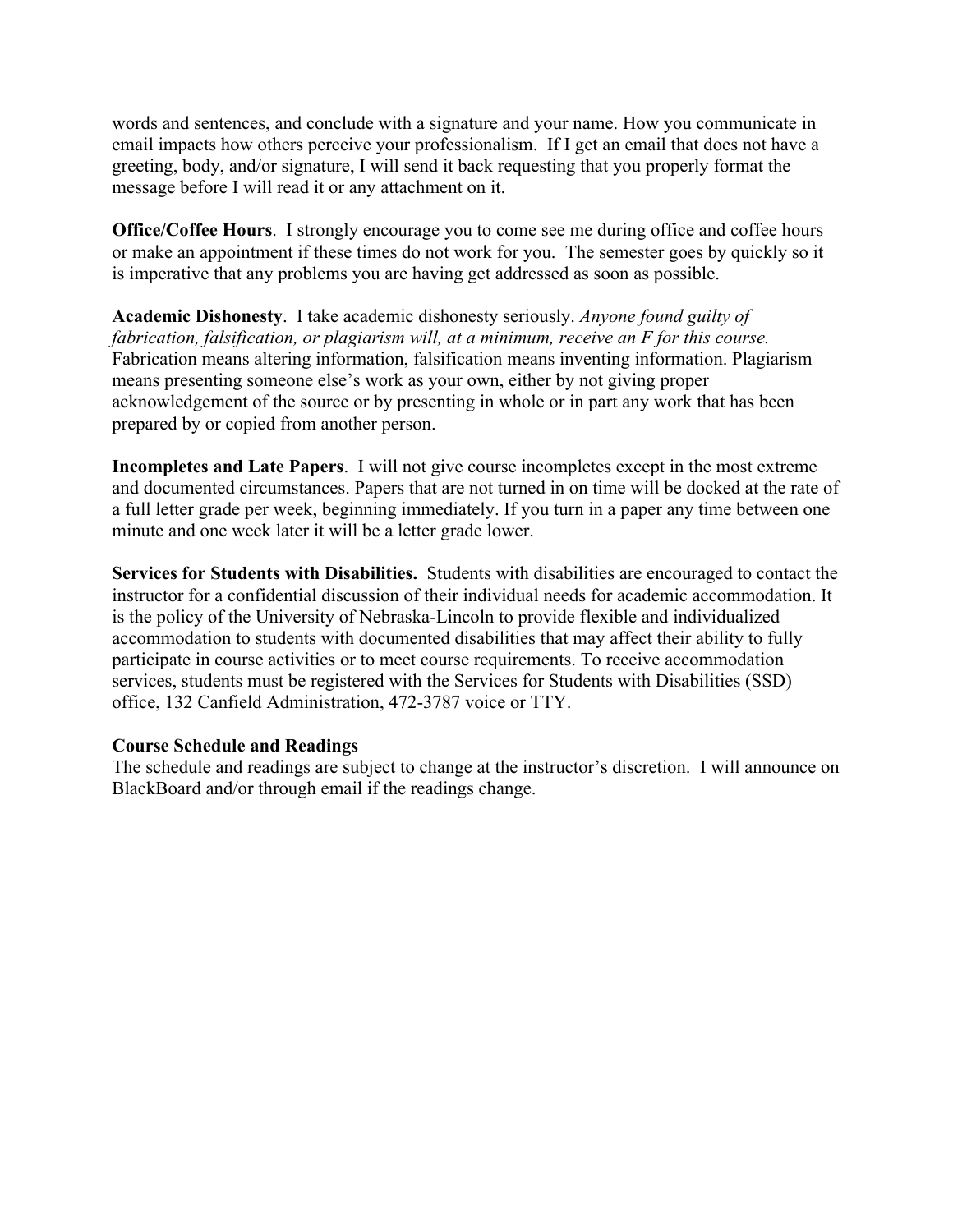words and sentences, and conclude with a signature and your name. How you communicate in email impacts how others perceive your professionalism. If I get an email that does not have a greeting, body, and/or signature, I will send it back requesting that you properly format the message before I will read it or any attachment on it.

**Office/Coffee Hours**. I strongly encourage you to come see me during office and coffee hours or make an appointment if these times do not work for you. The semester goes by quickly so it is imperative that any problems you are having get addressed as soon as possible.

**Academic Dishonesty**. I take academic dishonesty seriously. *Anyone found guilty of fabrication, falsification, or plagiarism will, at a minimum, receive an F for this course.* Fabrication means altering information, falsification means inventing information. Plagiarism means presenting someone else's work as your own, either by not giving proper acknowledgement of the source or by presenting in whole or in part any work that has been prepared by or copied from another person.

**Incompletes and Late Papers**. I will not give course incompletes except in the most extreme and documented circumstances. Papers that are not turned in on time will be docked at the rate of a full letter grade per week, beginning immediately. If you turn in a paper any time between one minute and one week later it will be a letter grade lower.

**Services for Students with Disabilities.** Students with disabilities are encouraged to contact the instructor for a confidential discussion of their individual needs for academic accommodation. It is the policy of the University of Nebraska-Lincoln to provide flexible and individualized accommodation to students with documented disabilities that may affect their ability to fully participate in course activities or to meet course requirements. To receive accommodation services, students must be registered with the Services for Students with Disabilities (SSD) office, 132 Canfield Administration, 472-3787 voice or TTY.

**Course Schedule and Readings**

The schedule and readings are subject to change at the instructor's discretion. I will announce on BlackBoard and/or through email if the readings change.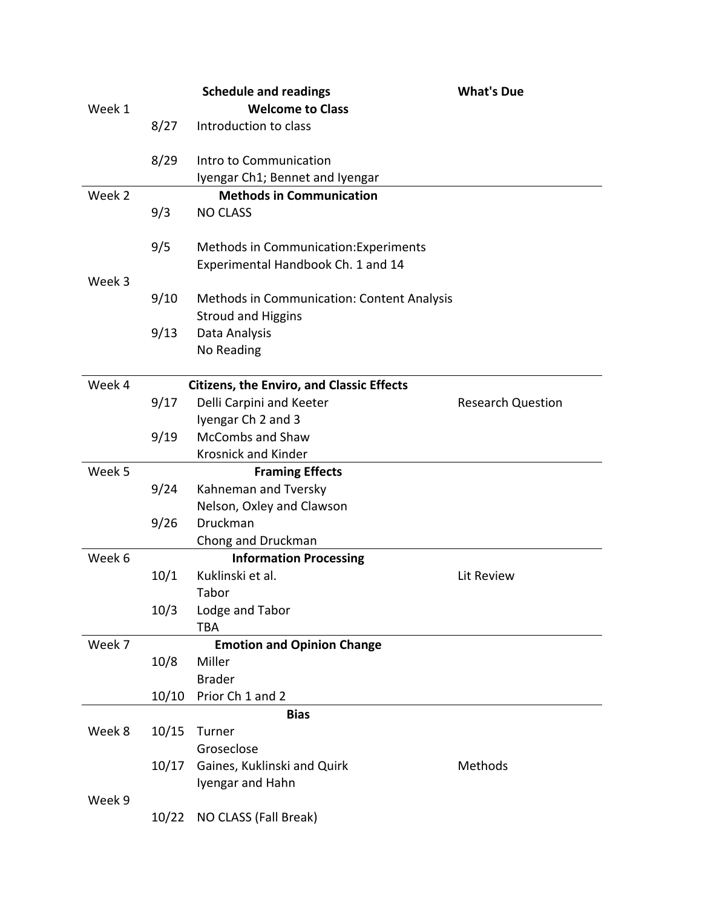| | | Schedule and readings | What's Due |
|---|---|---|---|
| Week 1 | | **Welcome to Class** | |
| | 8/27 | Introduction to class | |
| | 8/29 | Intro to Communication | |
| | | Iyengar Ch1; Bennet and Iyengar | |
| Week 2 | | **Methods in Communication** | |
| | 9/3 | NO CLASS | |
| | 9/5 | Methods in Communication:Experiments | |
| | | Experimental Handbook Ch. 1 and 14 | |
| Week 3 | | | |
| | 9/10 | Methods in Communication: Content Analysis | |
| | | Stroud and Higgins | |
| | 9/13 | Data Analysis | |
| | | No Reading | |
| Week 4 | | **Citizens, the Enviro, and Classic Effects** | |
| | 9/17 | Delli Carpini and Keeter | Research Question |
| | | Iyengar Ch 2 and 3 | |
| | 9/19 | McCombs and Shaw | |
| | | Krosnick and Kinder | |
| Week 5 | | **Framing Effects** | |
| | 9/24 | Kahneman and Tversky | |
| | | Nelson, Oxley and Clawson | |
| | 9/26 | Druckman | |
| | | Chong and Druckman | |
| Week 6 | | **Information Processing** | |
| | 10/1 | Kuklinski et al. | Lit Review |
| | | Tabor | |
| | 10/3 | Lodge and Tabor | |
| | | TBA | |
| Week 7 | | **Emotion and Opinion Change** | |
| | 10/8 | Miller | |
| | | Brader | |
| | 10/10 | Prior Ch 1 and 2 | |
| | | **Bias** | |
| Week 8 | 10/15 | Turner | |
| | | Groseclose | |
| | 10/17 | Gaines, Kuklinski and Quirk | Methods |
| | | Iyengar and Hahn | |
| Week 9 | | | |
| | 10/22 | NO CLASS (Fall Break) | |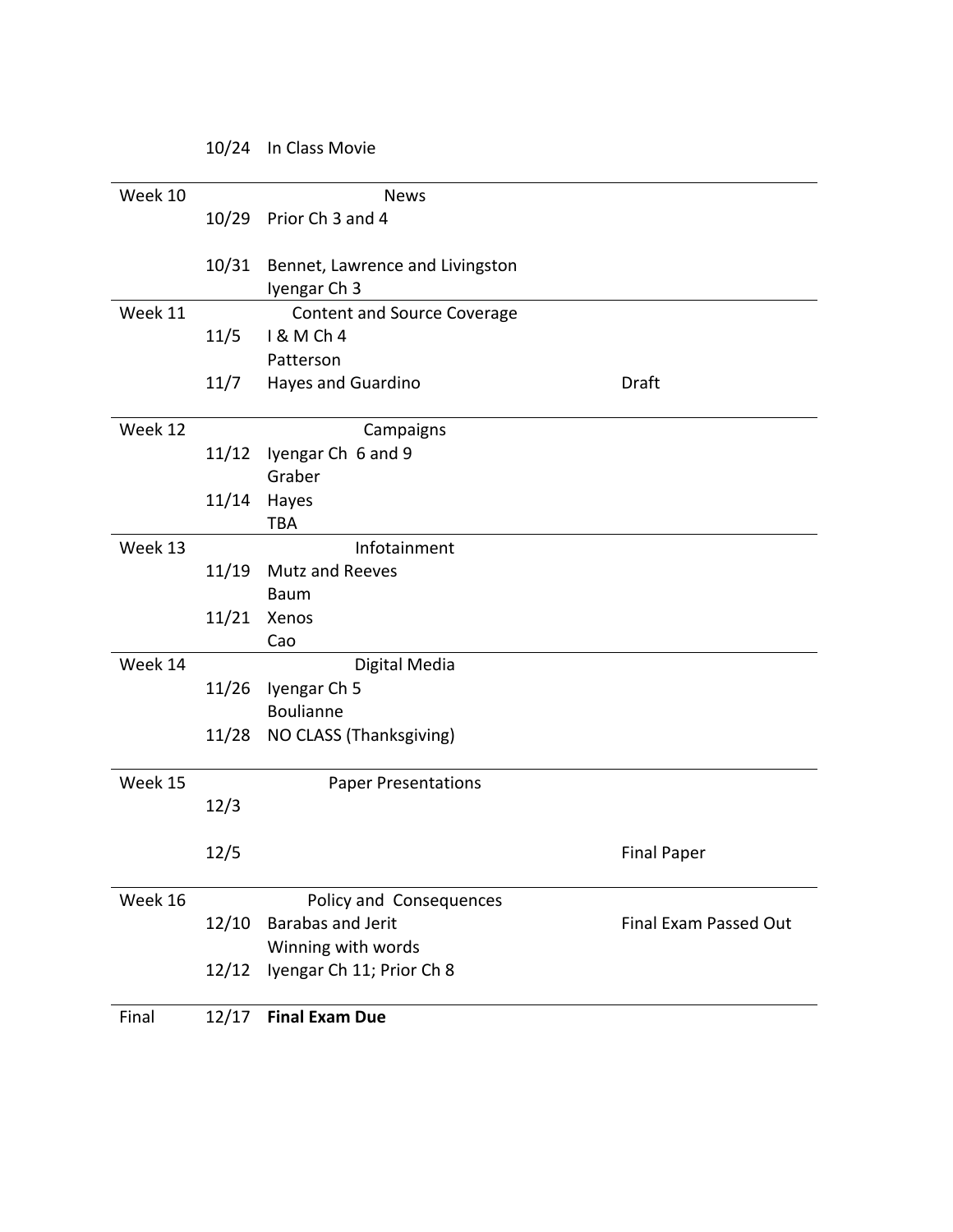| | | | |
|---|---|---|---|
| | 10/24 | In Class Movie | |
| Week 10 | | News | |
| | 10/29 | Prior Ch 3 and 4 | |
| | 10/31 | Bennet, Lawrence and Livingston<br>Iyengar Ch 3 | |
| Week 11 | | Content and Source Coverage | |
| | 11/5 | I & M Ch 4<br>Patterson | |
| | 11/7 | Hayes and Guardino | Draft |
| Week 12 | | Campaigns | |
| | 11/12 | Iyengar Ch 6 and 9<br>Graber | |
| | 11/14 | Hayes<br>TBA | |
| Week 13 | | Infotainment | |
| | 11/19 | Mutz and Reeves<br>Baum | |
| | 11/21 | Xenos<br>Cao | |
| Week 14 | | Digital Media | |
| | 11/26 | Iyengar Ch 5<br>Boulianne | |
| | 11/28 | NO CLASS (Thanksgiving) | |
| Week 15 | | Paper Presentations | |
| | 12/3 | | |
| | 12/5 | | Final Paper |
| Week 16 | | Policy and Consequences | |
| | 12/10 | Barabas and Jerit<br>Winning with words | Final Exam Passed Out |
| | 12/12 | Iyengar Ch 11; Prior Ch 8 | |
| Final | 12/17 | **Final Exam Due** | |